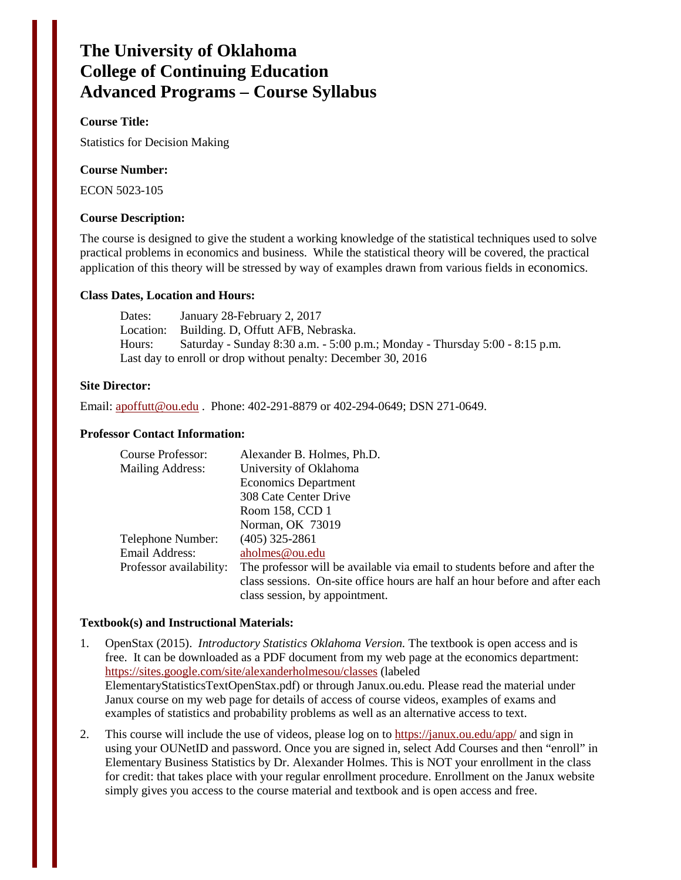# The University of Oklahoma
# College of Continuing Education
# Advanced Programs – Course Syllabus

**Course Title:**

Statistics for Decision Making

**Course Number:**

ECON 5023-105

**Course Description:**

The course is designed to give the student a working knowledge of the statistical techniques used to solve practical problems in economics and business. While the statistical theory will be covered, the practical application of this theory will be stressed by way of examples drawn from various fields in economics.

**Class Dates, Location and Hours:**

Dates: January 28-February 2, 2017
Location: Building. D, Offutt AFB, Nebraska.
Hours: Saturday - Sunday 8:30 a.m. - 5:00 p.m.; Monday - Thursday 5:00 - 8:15 p.m.
Last day to enroll or drop without penalty: December 30, 2016

**Site Director:**

Email: apoffutt@ou.edu . Phone: 402-291-8879 or 402-294-0649; DSN 271-0649.

**Professor Contact Information:**

| | |
|---|---|
| Course Professor: | Alexander B. Holmes, Ph.D. |
| Mailing Address: | University of Oklahoma<br>Economics Department<br>308 Cate Center Drive<br>Room 158, CCD 1<br>Norman, OK 73019 |
| Telephone Number: | (405) 325-2861 |
| Email Address: | aholmes@ou.edu |
| Professor availability: | The professor will be available via email to students before and after the class sessions. On-site office hours are half an hour before and after each class session, by appointment. |

**Textbook(s) and Instructional Materials:**

1. OpenStax (2015). *Introductory Statistics Oklahoma Version.* The textbook is open access and is free. It can be downloaded as a PDF document from my web page at the economics department: https://sites.google.com/site/alexanderholmesou/classes (labeled ElementaryStatisticsTextOpenStax.pdf) or through Janux.ou.edu. Please read the material under Janux course on my web page for details of access of course videos, examples of exams and examples of statistics and probability problems as well as an alternative access to text.

2. This course will include the use of videos, please log on to https://janux.ou.edu/app/ and sign in using your OUNetID and password. Once you are signed in, select Add Courses and then "enroll" in Elementary Business Statistics by Dr. Alexander Holmes. This is NOT your enrollment in the class for credit: that takes place with your regular enrollment procedure. Enrollment on the Janux website simply gives you access to the course material and textbook and is open access and free.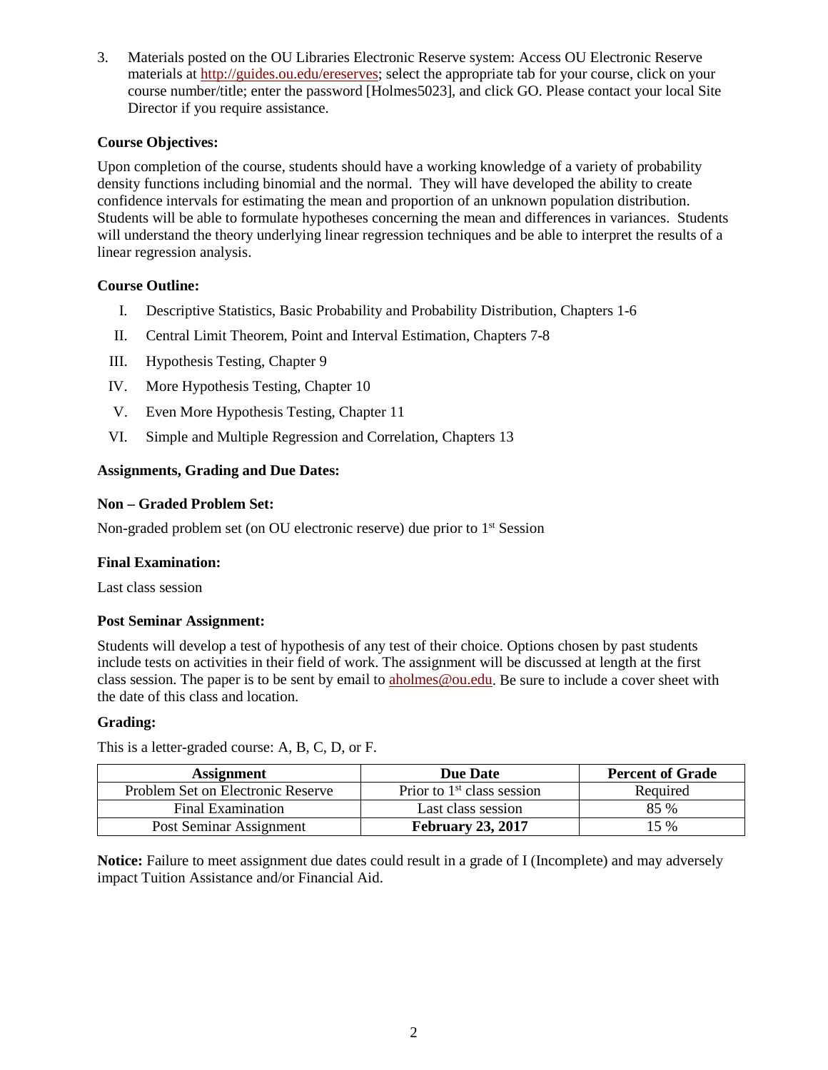3. Materials posted on the OU Libraries Electronic Reserve system: Access OU Electronic Reserve materials at http://guides.ou.edu/ereserves; select the appropriate tab for your course, click on your course number/title; enter the password [Holmes5023], and click GO. Please contact your local Site Director if you require assistance.

**Course Objectives:**

Upon completion of the course, students should have a working knowledge of a variety of probability density functions including binomial and the normal. They will have developed the ability to create confidence intervals for estimating the mean and proportion of an unknown population distribution. Students will be able to formulate hypotheses concerning the mean and differences in variances. Students will understand the theory underlying linear regression techniques and be able to interpret the results of a linear regression analysis.

**Course Outline:**

I. Descriptive Statistics, Basic Probability and Probability Distribution, Chapters 1-6

II. Central Limit Theorem, Point and Interval Estimation, Chapters 7-8

III. Hypothesis Testing, Chapter 9

IV. More Hypothesis Testing, Chapter 10

V. Even More Hypothesis Testing, Chapter 11

VI. Simple and Multiple Regression and Correlation, Chapters 13

**Assignments, Grading and Due Dates:**

**Non – Graded Problem Set:**

Non-graded problem set (on OU electronic reserve) due prior to 1st Session

**Final Examination:**

Last class session

**Post Seminar Assignment:**

Students will develop a test of hypothesis of any test of their choice. Options chosen by past students include tests on activities in their field of work. The assignment will be discussed at length at the first class session. The paper is to be sent by email to aholmes@ou.edu. Be sure to include a cover sheet with the date of this class and location.

**Grading:**

This is a letter-graded course: A, B, C, D, or F.

| Assignment | Due Date | Percent of Grade |
|---|---|---|
| Problem Set on Electronic Reserve | Prior to 1st class session | Required |
| Final Examination | Last class session | 85 % |
| Post Seminar Assignment | **February 23, 2017** | 15 % |

**Notice:** Failure to meet assignment due dates could result in a grade of I (Incomplete) and may adversely impact Tuition Assistance and/or Financial Aid.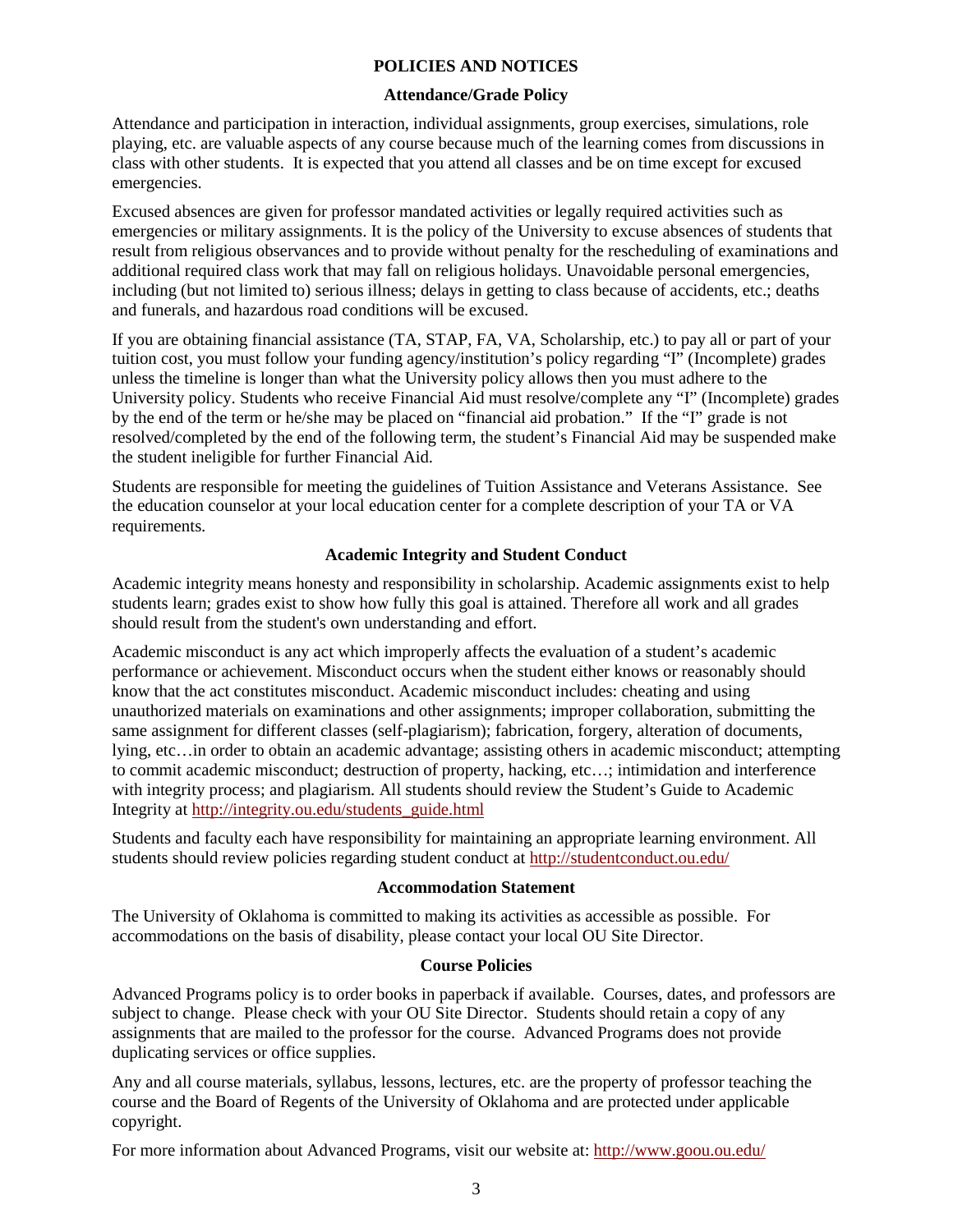## POLICIES AND NOTICES

### Attendance/Grade Policy

Attendance and participation in interaction, individual assignments, group exercises, simulations, role playing, etc. are valuable aspects of any course because much of the learning comes from discussions in class with other students. It is expected that you attend all classes and be on time except for excused emergencies.

Excused absences are given for professor mandated activities or legally required activities such as emergencies or military assignments. It is the policy of the University to excuse absences of students that result from religious observances and to provide without penalty for the rescheduling of examinations and additional required class work that may fall on religious holidays. Unavoidable personal emergencies, including (but not limited to) serious illness; delays in getting to class because of accidents, etc.; deaths and funerals, and hazardous road conditions will be excused.

If you are obtaining financial assistance (TA, STAP, FA, VA, Scholarship, etc.) to pay all or part of your tuition cost, you must follow your funding agency/institution's policy regarding "I" (Incomplete) grades unless the timeline is longer than what the University policy allows then you must adhere to the University policy. Students who receive Financial Aid must resolve/complete any "I" (Incomplete) grades by the end of the term or he/she may be placed on "financial aid probation." If the "I" grade is not resolved/completed by the end of the following term, the student's Financial Aid may be suspended make the student ineligible for further Financial Aid.

Students are responsible for meeting the guidelines of Tuition Assistance and Veterans Assistance. See the education counselor at your local education center for a complete description of your TA or VA requirements.

### Academic Integrity and Student Conduct

Academic integrity means honesty and responsibility in scholarship. Academic assignments exist to help students learn; grades exist to show how fully this goal is attained. Therefore all work and all grades should result from the student's own understanding and effort.

Academic misconduct is any act which improperly affects the evaluation of a student's academic performance or achievement. Misconduct occurs when the student either knows or reasonably should know that the act constitutes misconduct. Academic misconduct includes: cheating and using unauthorized materials on examinations and other assignments; improper collaboration, submitting the same assignment for different classes (self-plagiarism); fabrication, forgery, alteration of documents, lying, etc…in order to obtain an academic advantage; assisting others in academic misconduct; attempting to commit academic misconduct; destruction of property, hacking, etc…; intimidation and interference with integrity process; and plagiarism. All students should review the Student's Guide to Academic Integrity at http://integrity.ou.edu/students_guide.html

Students and faculty each have responsibility for maintaining an appropriate learning environment. All students should review policies regarding student conduct at http://studentconduct.ou.edu/

### Accommodation Statement

The University of Oklahoma is committed to making its activities as accessible as possible. For accommodations on the basis of disability, please contact your local OU Site Director.

### Course Policies

Advanced Programs policy is to order books in paperback if available. Courses, dates, and professors are subject to change. Please check with your OU Site Director. Students should retain a copy of any assignments that are mailed to the professor for the course. Advanced Programs does not provide duplicating services or office supplies.

Any and all course materials, syllabus, lessons, lectures, etc. are the property of professor teaching the course and the Board of Regents of the University of Oklahoma and are protected under applicable copyright.

For more information about Advanced Programs, visit our website at: http://www.goou.ou.edu/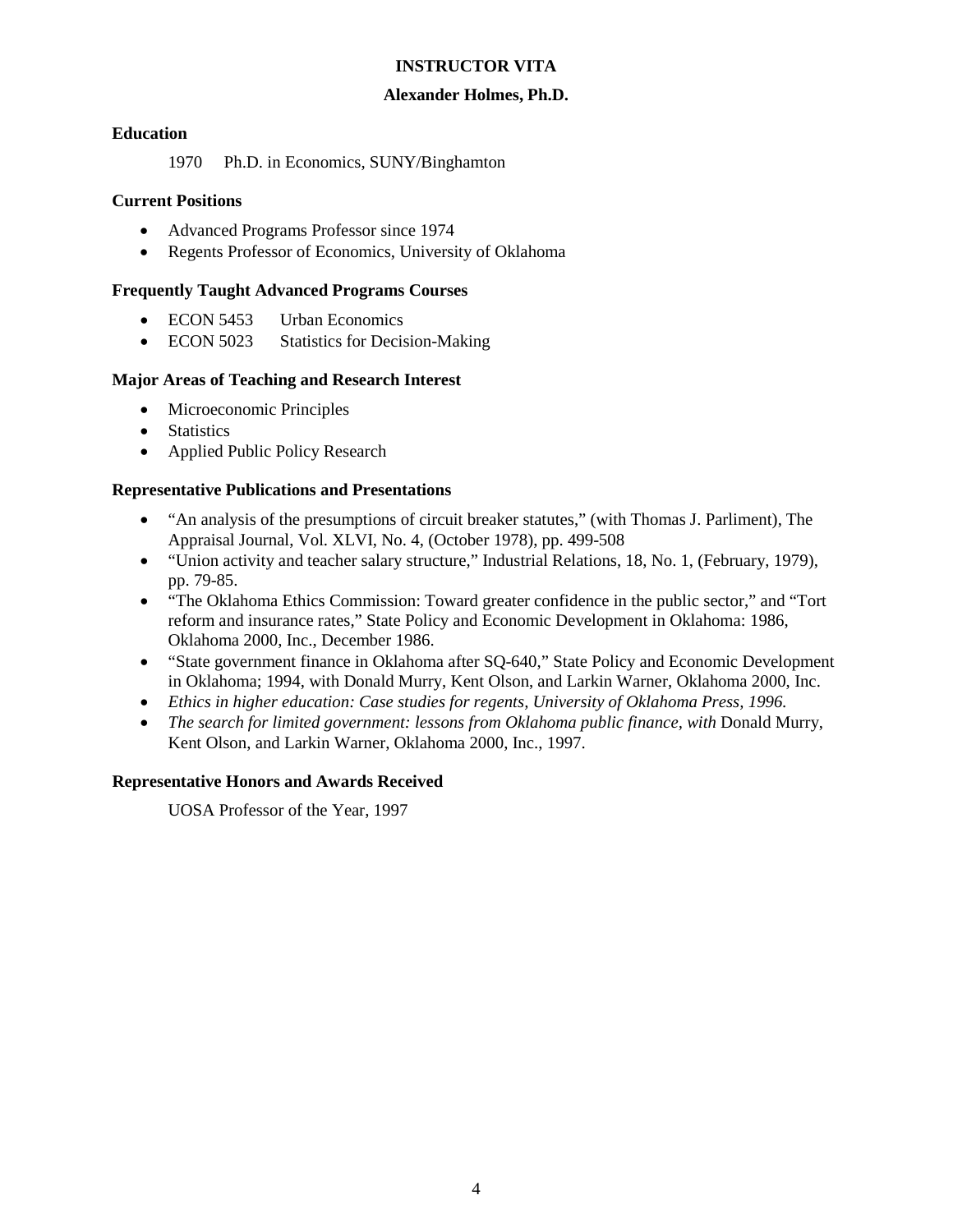# INSTRUCTOR VITA

## Alexander Holmes, Ph.D.

### Education

1970 Ph.D. in Economics, SUNY/Binghamton

### Current Positions

- Advanced Programs Professor since 1974
- Regents Professor of Economics, University of Oklahoma

### Frequently Taught Advanced Programs Courses

- ECON 5453 Urban Economics
- ECON 5023 Statistics for Decision-Making

### Major Areas of Teaching and Research Interest

- Microeconomic Principles
- Statistics
- Applied Public Policy Research

### Representative Publications and Presentations

- "An analysis of the presumptions of circuit breaker statutes," (with Thomas J. Parliment), The Appraisal Journal, Vol. XLVI, No. 4, (October 1978), pp. 499-508
- "Union activity and teacher salary structure," Industrial Relations, 18, No. 1, (February, 1979), pp. 79-85.
- "The Oklahoma Ethics Commission: Toward greater confidence in the public sector," and "Tort reform and insurance rates," State Policy and Economic Development in Oklahoma: 1986, Oklahoma 2000, Inc., December 1986.
- "State government finance in Oklahoma after SQ-640," State Policy and Economic Development in Oklahoma; 1994, with Donald Murry, Kent Olson, and Larkin Warner, Oklahoma 2000, Inc.
- *Ethics in higher education: Case studies for regents, University of Oklahoma Press, 1996.*
- *The search for limited government: lessons from Oklahoma public finance, with* Donald Murry, Kent Olson, and Larkin Warner, Oklahoma 2000, Inc., 1997.

### Representative Honors and Awards Received

UOSA Professor of the Year, 1997